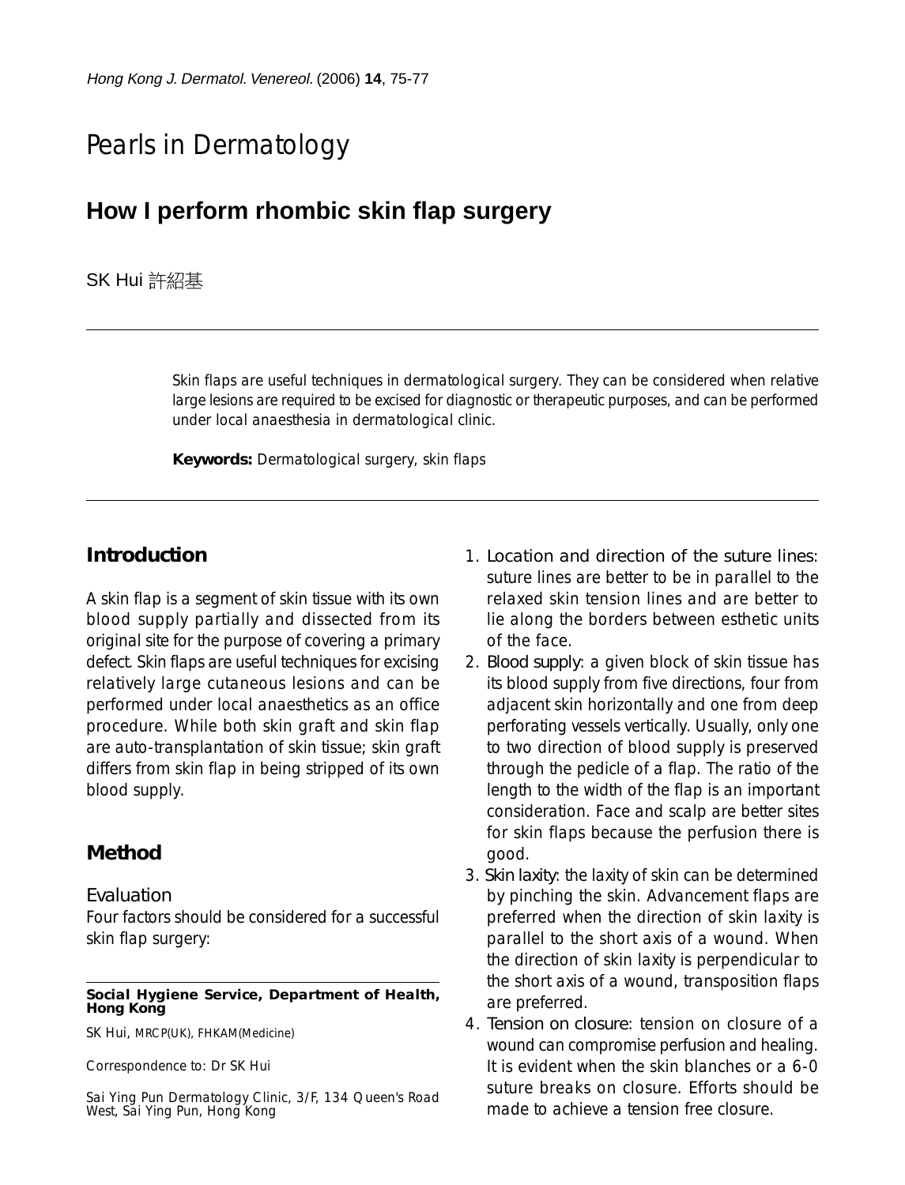# Pearls in Dermatology

## How I perform rhombic skin flap surgery

SK Hui 許紹基

Skin flaps are useful techniques in dermatological surgery. They can be considered when relative large lesions are required to be excised for diagnostic or therapeutic purposes, and can be performed under local anaesthesia in dermatological clinic.

**Keywords:** Dermatological surgery, skin flaps

### Introduction

A skin flap is a segment of skin tissue with its own blood supply partially and dissected from its original site for the purpose of covering a primary defect. Skin flaps are useful techniques for excising relatively large cutaneous lesions and can be performed under local anaesthetics as an office procedure. While both skin graft and skin flap are auto-transplantation of skin tissue; skin graft differs from skin flap in being stripped of its own blood supply.

### Method

#### Evaluation

Four factors should be considered for a successful skin flap surgery:

1. Location and direction of the suture lines: suture lines are better to be in parallel to the relaxed skin tension lines and are better to lie along the borders between esthetic units of the face.
2. Blood supply: a given block of skin tissue has its blood supply from five directions, four from adjacent skin horizontally and one from deep perforating vessels vertically. Usually, only one to two direction of blood supply is preserved through the pedicle of a flap. The ratio of the length to the width of the flap is an important consideration. Face and scalp are better sites for skin flaps because the perfusion there is good.
3. Skin laxity: the laxity of skin can be determined by pinching the skin. Advancement flaps are preferred when the direction of skin laxity is parallel to the short axis of a wound. When the direction of skin laxity is perpendicular to the short axis of a wound, transposition flaps are preferred.
4. Tension on closure: tension on closure of a wound can compromise perfusion and healing. It is evident when the skin blanches or a 6-0 suture breaks on closure. Efforts should be made to achieve a tension free closure.

**Social Hygiene Service, Department of Health, Hong Kong**

SK Hui, MRCP(UK), FHKAM(Medicine)

Correspondence to: Dr SK Hui

Sai Ying Pun Dermatology Clinic, 3/F, 134 Queen's Road West, Sai Ying Pun, Hong Kong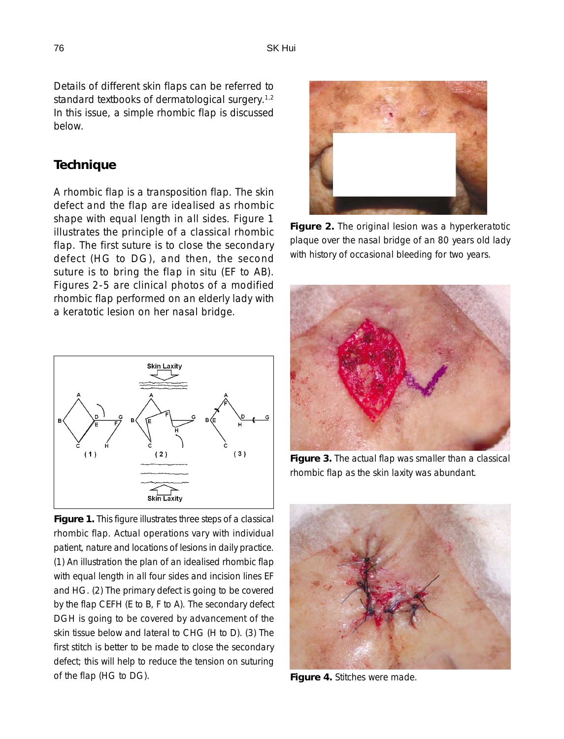Details of different skin flaps can be referred to standard textbooks of dermatological surgery.[1,2] In this issue, a simple rhombic flap is discussed below.

## Technique

A rhombic flap is a transposition flap. The skin defect and the flap are idealised as rhombic shape with equal length in all sides. Figure 1 illustrates the principle of a classical rhombic flap. The first suture is to close the secondary defect (HG to DG), and then, the second suture is to bring the flap in situ (EF to AB). Figures 2-5 are clinical photos of a modified rhombic flap performed on an elderly lady with a keratotic lesion on her nasal bridge.

**Figure 1.** This figure illustrates three steps of a classical rhombic flap. Actual operations vary with individual patient, nature and locations of lesions in daily practice. (1) An illustration the plan of an idealised rhombic flap with equal length in all four sides and incision lines EF and HG. (2) The primary defect is going to be covered by the flap CEFH (E to B, F to A). The secondary defect DGH is going to be covered by advancement of the skin tissue below and lateral to CHG (H to D). (3) The first stitch is better to be made to close the secondary defect; this will help to reduce the tension on suturing of the flap (HG to DG).

**Figure 2.** The original lesion was a hyperkeratotic plaque over the nasal bridge of an 80 years old lady with history of occasional bleeding for two years.

**Figure 3.** The actual flap was smaller than a classical rhombic flap as the skin laxity was abundant.

**Figure 4.** Stitches were made.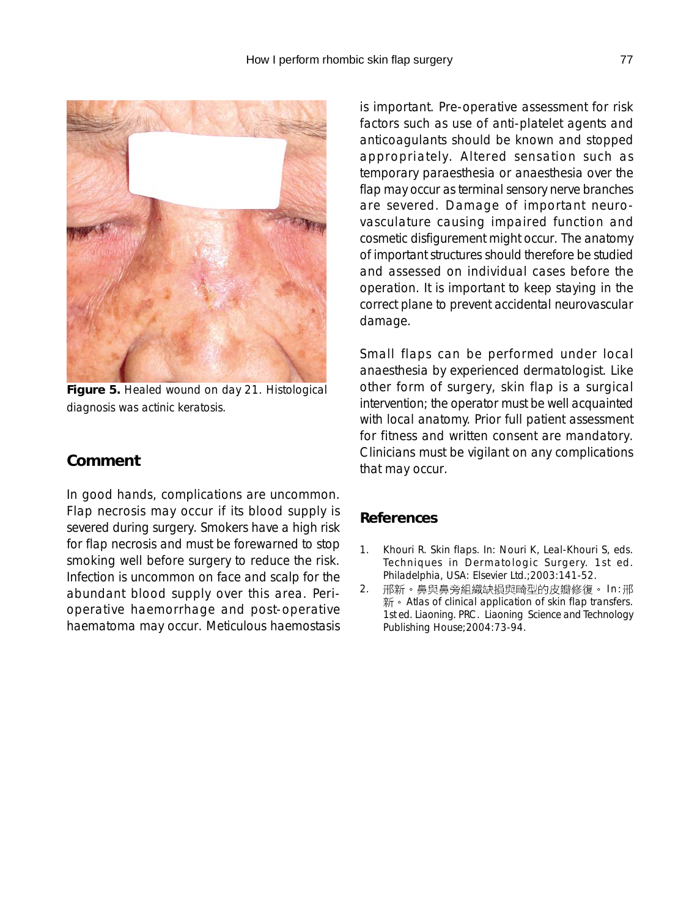Figure 5. Healed wound on day 21. Histological diagnosis was actinic keratosis.

## Comment

In good hands, complications are uncommon. Flap necrosis may occur if its blood supply is severed during surgery. Smokers have a high risk for flap necrosis and must be forewarned to stop smoking well before surgery to reduce the risk. Infection is uncommon on face and scalp for the abundant blood supply over this area. Peri-operative haemorrhage and post-operative haematoma may occur. Meticulous haemostasis is important. Pre-operative assessment for risk factors such as use of anti-platelet agents and anticoagulants should be known and stopped appropriately. Altered sensation such as temporary paraesthesia or anaesthesia over the flap may occur as terminal sensory nerve branches are severed. Damage of important neuro-vasculature causing impaired function and cosmetic disfigurement might occur. The anatomy of important structures should therefore be studied and assessed on individual cases before the operation. It is important to keep staying in the correct plane to prevent accidental neurovascular damage.

Small flaps can be performed under local anaesthesia by experienced dermatologist. Like other form of surgery, skin flap is a surgical intervention; the operator must be well acquainted with local anatomy. Prior full patient assessment for fitness and written consent are mandatory. Clinicians must be vigilant on any complications that may occur.

## References

1. Khouri R. Skin flaps. In: Nouri K, Leal-Khouri S, eds. Techniques in Dermatologic Surgery. 1st ed. Philadelphia, USA: Elsevier Ltd.;2003:141-52.
2. 邢新。鼻與鼻旁組織缺損與畸型的皮瓣修復。 In:邢新。Atlas of clinical application of skin flap transfers. 1st ed. Liaoning. PRC. Liaoning Science and Technology Publishing House;2004:73-94.